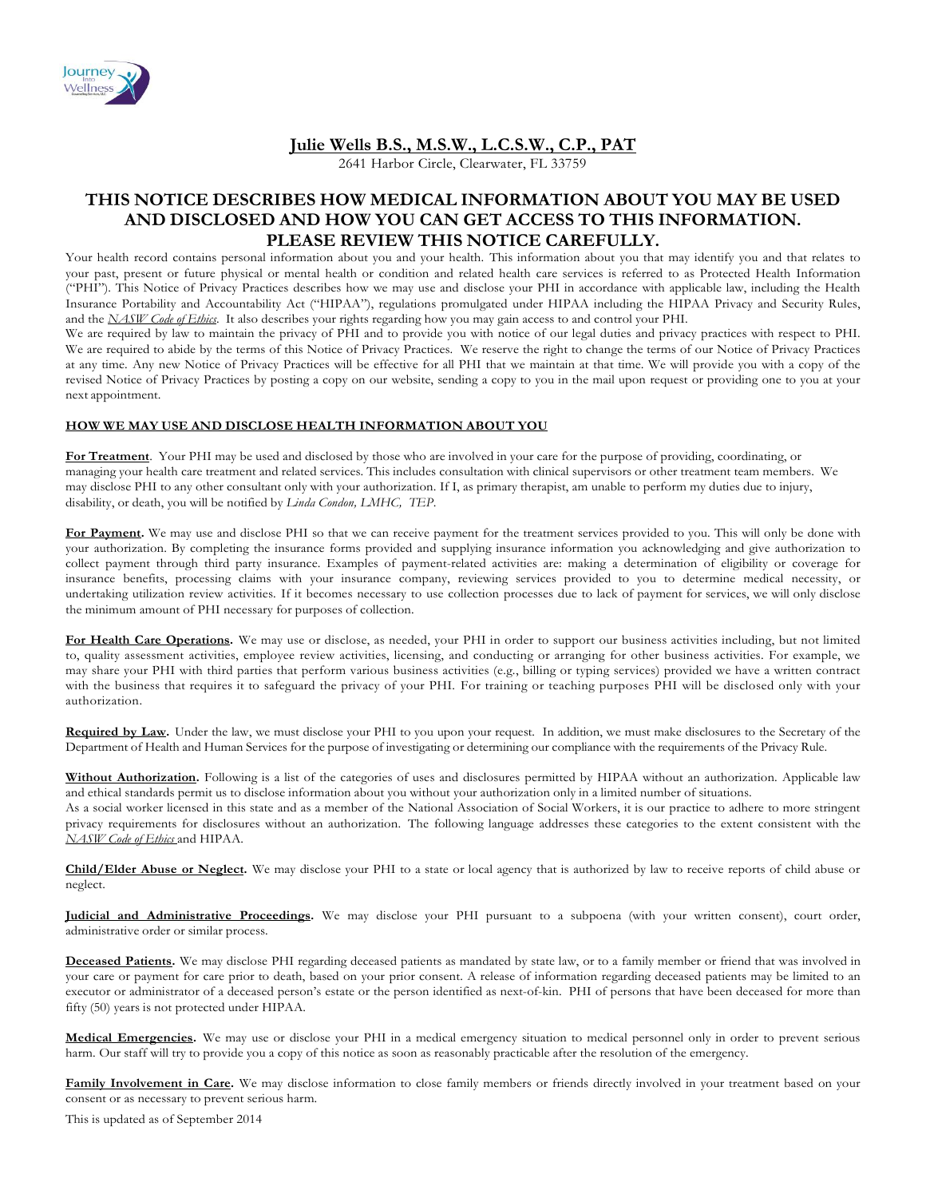# Julie Wells B.S., M.S.W., L.C.S.W., C.P., PAT

2641 Harbor Circle, Clearwater, FL 33759

## THIS NOTICE DESCRIBES HOW MEDICAL INFORMATION ABOUT YOU MAY BE USED AND DISCLOSED AND HOW YOU CAN GET ACCESS TO THIS INFORMATION. PLEASE REVIEW THIS NOTICE CAREFULLY.

Your health record contains personal information about you and your health. This information about you that may identify you and that relates to your past, present or future physical or mental health or condition and related health care services is referred to as Protected Health Information ("PHI"). This Notice of Privacy Practices describes how we may use and disclose your PHI in accordance with applicable law, including the Health Insurance Portability and Accountability Act ("HIPAA"), regulations promulgated under HIPAA including the HIPAA Privacy and Security Rules, and the *NASW Code of Ethics*. It also describes your rights regarding how you may gain access to and control your PHI.

We are required by law to maintain the privacy of PHI and to provide you with notice of our legal duties and privacy practices with respect to PHI. We are required to abide by the terms of this Notice of Privacy Practices. We reserve the right to change the terms of our Notice of Privacy Practices at any time. Any new Notice of Privacy Practices will be effective for all PHI that we maintain at that time. We will provide you with a copy of the revised Notice of Privacy Practices by posting a copy on our website, sending a copy to you in the mail upon request or providing one to you at your next appointment.

### HOW WE MAY USE AND DISCLOSE HEALTH INFORMATION ABOUT YOU

**For Treatment**. Your PHI may be used and disclosed by those who are involved in your care for the purpose of providing, coordinating, or managing your health care treatment and related services. This includes consultation with clinical supervisors or other treatment team members. We may disclose PHI to any other consultant only with your authorization. If I, as primary therapist, am unable to perform my duties due to injury, disability, or death, you will be notified by *Linda Condon, LMHC, TEP*.

**For Payment.** We may use and disclose PHI so that we can receive payment for the treatment services provided to you. This will only be done with your authorization. By completing the insurance forms provided and supplying insurance information you acknowledging and give authorization to collect payment through third party insurance. Examples of payment-related activities are: making a determination of eligibility or coverage for insurance benefits, processing claims with your insurance company, reviewing services provided to you to determine medical necessity, or undertaking utilization review activities. If it becomes necessary to use collection processes due to lack of payment for services, we will only disclose the minimum amount of PHI necessary for purposes of collection.

**For Health Care Operations.** We may use or disclose, as needed, your PHI in order to support our business activities including, but not limited to, quality assessment activities, employee review activities, licensing, and conducting or arranging for other business activities. For example, we may share your PHI with third parties that perform various business activities (e.g., billing or typing services) provided we have a written contract with the business that requires it to safeguard the privacy of your PHI. For training or teaching purposes PHI will be disclosed only with your authorization.

**Required by Law.** Under the law, we must disclose your PHI to you upon your request. In addition, we must make disclosures to the Secretary of the Department of Health and Human Services for the purpose of investigating or determining our compliance with the requirements of the Privacy Rule.

**Without Authorization.** Following is a list of the categories of uses and disclosures permitted by HIPAA without an authorization. Applicable law and ethical standards permit us to disclose information about you without your authorization only in a limited number of situations.

As a social worker licensed in this state and as a member of the National Association of Social Workers, it is our practice to adhere to more stringent privacy requirements for disclosures without an authorization. The following language addresses these categories to the extent consistent with the *NASW Code of Ethics* and HIPAA.

**Child/Elder Abuse or Neglect.** We may disclose your PHI to a state or local agency that is authorized by law to receive reports of child abuse or neglect.

**Judicial and Administrative Proceedings.** We may disclose your PHI pursuant to a subpoena (with your written consent), court order, administrative order or similar process.

**Deceased Patients.** We may disclose PHI regarding deceased patients as mandated by state law, or to a family member or friend that was involved in your care or payment for care prior to death, based on your prior consent. A release of information regarding deceased patients may be limited to an executor or administrator of a deceased person's estate or the person identified as next-of-kin. PHI of persons that have been deceased for more than fifty (50) years is not protected under HIPAA.

**Medical Emergencies.** We may use or disclose your PHI in a medical emergency situation to medical personnel only in order to prevent serious harm. Our staff will try to provide you a copy of this notice as soon as reasonably practicable after the resolution of the emergency.

**Family Involvement in Care.** We may disclose information to close family members or friends directly involved in your treatment based on your consent or as necessary to prevent serious harm.

This is updated as of September 2014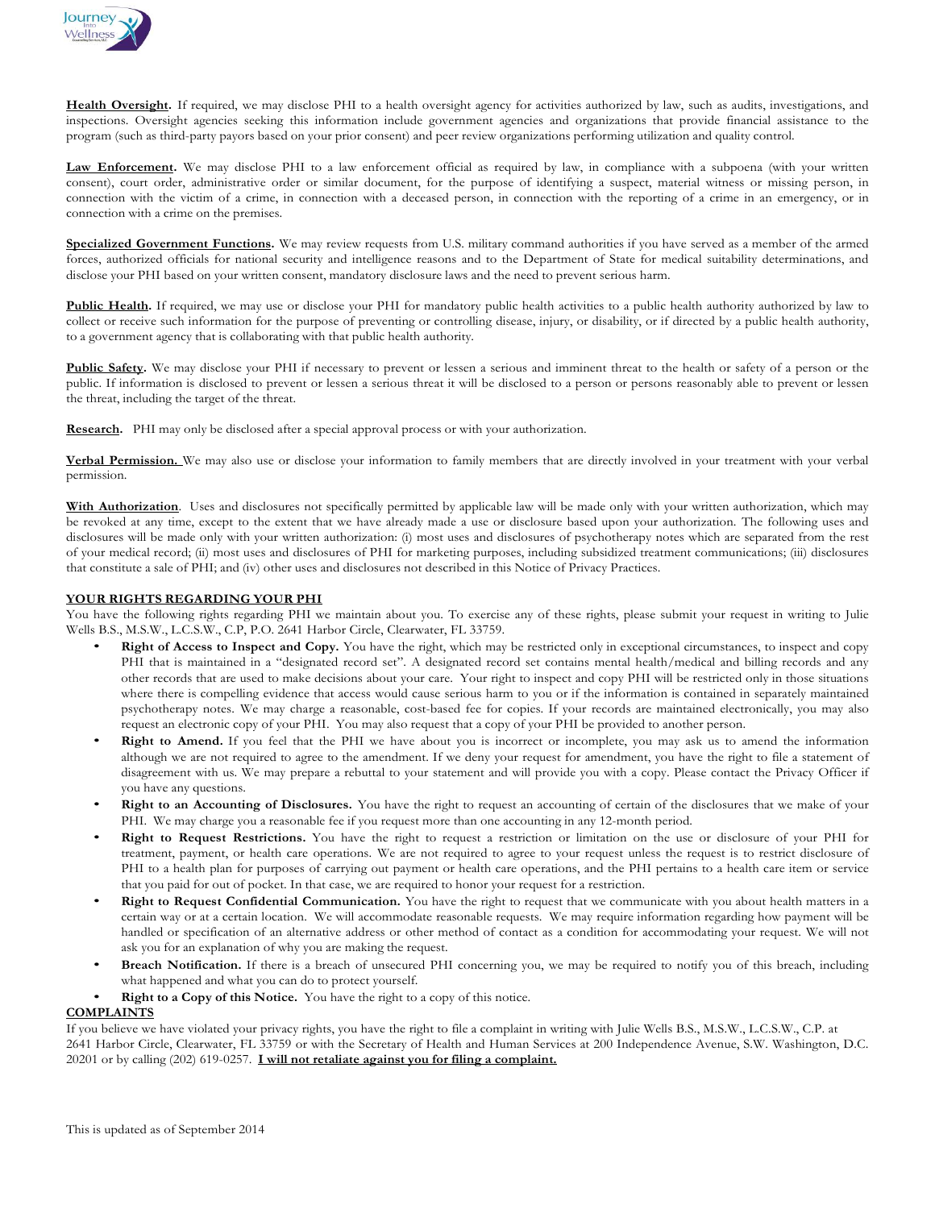**Health Oversight.** If required, we may disclose PHI to a health oversight agency for activities authorized by law, such as audits, investigations, and inspections. Oversight agencies seeking this information include government agencies and organizations that provide financial assistance to the program (such as third-party payors based on your prior consent) and peer review organizations performing utilization and quality control.

**Law Enforcement.** We may disclose PHI to a law enforcement official as required by law, in compliance with a subpoena (with your written consent), court order, administrative order or similar document, for the purpose of identifying a suspect, material witness or missing person, in connection with the victim of a crime, in connection with a deceased person, in connection with the reporting of a crime in an emergency, or in connection with a crime on the premises.

**Specialized Government Functions.** We may review requests from U.S. military command authorities if you have served as a member of the armed forces, authorized officials for national security and intelligence reasons and to the Department of State for medical suitability determinations, and disclose your PHI based on your written consent, mandatory disclosure laws and the need to prevent serious harm.

**Public Health.** If required, we may use or disclose your PHI for mandatory public health activities to a public health authority authorized by law to collect or receive such information for the purpose of preventing or controlling disease, injury, or disability, or if directed by a public health authority, to a government agency that is collaborating with that public health authority.

**Public Safety.** We may disclose your PHI if necessary to prevent or lessen a serious and imminent threat to the health or safety of a person or the public. If information is disclosed to prevent or lessen a serious threat it will be disclosed to a person or persons reasonably able to prevent or lessen the threat, including the target of the threat.

**Research.** PHI may only be disclosed after a special approval process or with your authorization.

**Verbal Permission.** We may also use or disclose your information to family members that are directly involved in your treatment with your verbal permission.

**With Authorization**. Uses and disclosures not specifically permitted by applicable law will be made only with your written authorization, which may be revoked at any time, except to the extent that we have already made a use or disclosure based upon your authorization. The following uses and disclosures will be made only with your written authorization: (i) most uses and disclosures of psychotherapy notes which are separated from the rest of your medical record; (ii) most uses and disclosures of PHI for marketing purposes, including subsidized treatment communications; (iii) disclosures that constitute a sale of PHI; and (iv) other uses and disclosures not described in this Notice of Privacy Practices.

**YOUR RIGHTS REGARDING YOUR PHI**

You have the following rights regarding PHI we maintain about you. To exercise any of these rights, please submit your request in writing to Julie Wells B.S., M.S.W., L.C.S.W., C.P, P.O. 2641 Harbor Circle, Clearwater, FL 33759.

- **Right of Access to Inspect and Copy.** You have the right, which may be restricted only in exceptional circumstances, to inspect and copy PHI that is maintained in a "designated record set". A designated record set contains mental health/medical and billing records and any other records that are used to make decisions about your care. Your right to inspect and copy PHI will be restricted only in those situations where there is compelling evidence that access would cause serious harm to you or if the information is contained in separately maintained psychotherapy notes. We may charge a reasonable, cost-based fee for copies. If your records are maintained electronically, you may also request an electronic copy of your PHI. You may also request that a copy of your PHI be provided to another person.
- **Right to Amend.** If you feel that the PHI we have about you is incorrect or incomplete, you may ask us to amend the information although we are not required to agree to the amendment. If we deny your request for amendment, you have the right to file a statement of disagreement with us. We may prepare a rebuttal to your statement and will provide you with a copy. Please contact the Privacy Officer if you have any questions.
- **Right to an Accounting of Disclosures.** You have the right to request an accounting of certain of the disclosures that we make of your PHI. We may charge you a reasonable fee if you request more than one accounting in any 12-month period.
- **Right to Request Restrictions.** You have the right to request a restriction or limitation on the use or disclosure of your PHI for treatment, payment, or health care operations. We are not required to agree to your request unless the request is to restrict disclosure of PHI to a health plan for purposes of carrying out payment or health care operations, and the PHI pertains to a health care item or service that you paid for out of pocket. In that case, we are required to honor your request for a restriction.
- **Right to Request Confidential Communication.** You have the right to request that we communicate with you about health matters in a certain way or at a certain location. We will accommodate reasonable requests. We may require information regarding how payment will be handled or specification of an alternative address or other method of contact as a condition for accommodating your request. We will not ask you for an explanation of why you are making the request.
- **Breach Notification.** If there is a breach of unsecured PHI concerning you, we may be required to notify you of this breach, including what happened and what you can do to protect yourself.
- **Right to a Copy of this Notice.** You have the right to a copy of this notice.

**COMPLAINTS**

If you believe we have violated your privacy rights, you have the right to file a complaint in writing with Julie Wells B.S., M.S.W., L.C.S.W., C.P. at 2641 Harbor Circle, Clearwater, FL 33759 or with the Secretary of Health and Human Services at 200 Independence Avenue, S.W. Washington, D.C. 20201 or by calling (202) 619-0257. **I will not retaliate against you for filing a complaint.**

This is updated as of September 2014